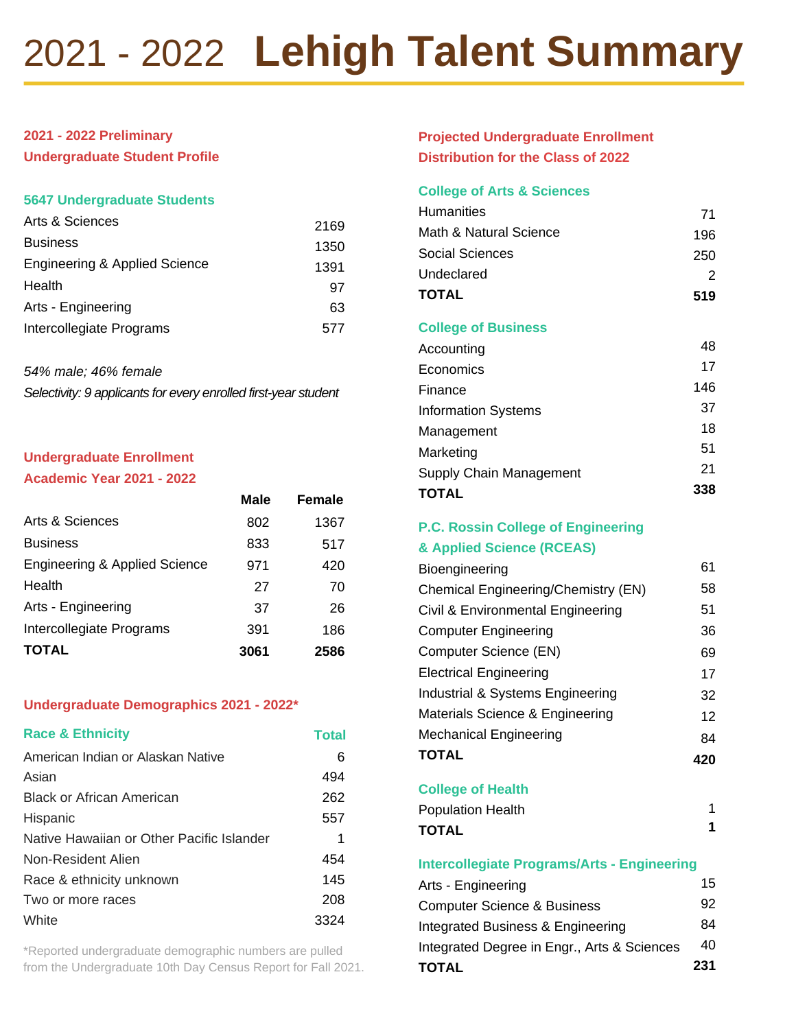# 2021 - 2022 **Lehigh Talent Summary**

## 2021 - 2022 Preliminary Undergraduate Student Profile

### 5647 Undergraduate Students

| | |
|---|---|
| Arts & Sciences | 2169 |
| Business | 1350 |
| Engineering & Applied Science | 1391 |
| Health | 97 |
| Arts - Engineering | 63 |
| Intercollegiate Programs | 577 |

*54% male; 46% female*

*Selectivity: 9 applicants for every enrolled first-year student*

## Undergraduate Enrollment Academic Year 2021 - 2022

| | Male | Female |
|---|---|---|
| Arts & Sciences | 802 | 1367 |
| Business | 833 | 517 |
| Engineering & Applied Science | 971 | 420 |
| Health | 27 | 70 |
| Arts - Engineering | 37 | 26 |
| Intercollegiate Programs | 391 | 186 |
| **TOTAL** | **3061** | **2586** |

## Undergraduate Demographics 2021 - 2022*

| Race & Ethnicity | Total |
|---|---|
| American Indian or Alaskan Native | 6 |
| Asian | 494 |
| Black or African American | 262 |
| Hispanic | 557 |
| Native Hawaiian or Other Pacific Islander | 1 |
| Non-Resident Alien | 454 |
| Race & ethnicity unknown | 145 |
| Two or more races | 208 |
| White | 3324 |

*Reported undergraduate demographic numbers are pulled from the Undergraduate 10th Day Census Report for Fall 2021.

## Projected Undergraduate Enrollment Distribution for the Class of 2022

### College of Arts & Sciences

| | |
|---|---|
| Humanities | 71 |
| Math & Natural Science | 196 |
| Social Sciences | 250 |
| Undeclared | 2 |
| **TOTAL** | **519** |

### College of Business

| | |
|---|---|
| Accounting | 48 |
| Economics | 17 |
| Finance | 146 |
| Information Systems | 37 |
| Management | 18 |
| Marketing | 51 |
| Supply Chain Management | 21 |
| **TOTAL** | **338** |

### P.C. Rossin College of Engineering & Applied Science (RCEAS)

| | |
|---|---|
| Bioengineering | 61 |
| Chemical Engineering/Chemistry (EN) | 58 |
| Civil & Environmental Engineering | 51 |
| Computer Engineering | 36 |
| Computer Science (EN) | 69 |
| Electrical Engineering | 17 |
| Industrial & Systems Engineering | 32 |
| Materials Science & Engineering | 12 |
| Mechanical Engineering | 84 |
| **TOTAL** | **420** |

### College of Health

| | |
|---|---|
| Population Health | 1 |
| **TOTAL** | **1** |

### Intercollegiate Programs/Arts - Engineering

| | |
|---|---|
| Arts - Engineering | 15 |
| Computer Science & Business | 92 |
| Integrated Business & Engineering | 84 |
| Integrated Degree in Engr., Arts & Sciences | 40 |
| **TOTAL** | **231** |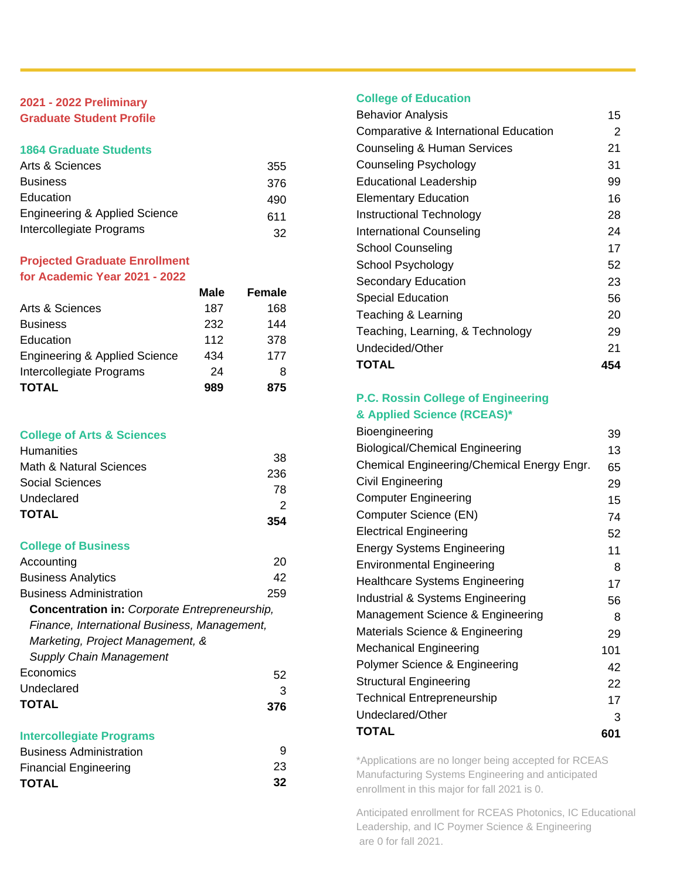## 2021 - 2022 Preliminary Graduate Student Profile

### 1864 Graduate Students

| | |
|---|---|
| Arts & Sciences | 355 |
| Business | 376 |
| Education | 490 |
| Engineering & Applied Science | 611 |
| Intercollegiate Programs | 32 |

### Projected Graduate Enrollment for Academic Year 2021 - 2022

| | Male | Female |
|---|---|---|
| Arts & Sciences | 187 | 168 |
| Business | 232 | 144 |
| Education | 112 | 378 |
| Engineering & Applied Science | 434 | 177 |
| Intercollegiate Programs | 24 | 8 |
| **TOTAL** | **989** | **875** |

### College of Arts & Sciences

| | |
|---|---|
| Humanities | 38 |
| Math & Natural Sciences | 236 |
| Social Sciences | 78 |
| Undeclared | 2 |
| **TOTAL** | **354** |

### College of Business

| | |
|---|---|
| Accounting | 20 |
| Business Analytics | 42 |
| Business Administration | 259 |
| **Concentration in:** *Corporate Entrepreneurship, Finance, International Business, Management, Marketing, Project Management, & Supply Chain Management* | |
| Economics | 52 |
| Undeclared | 3 |
| **TOTAL** | **376** |

### Intercollegiate Programs

| | |
|---|---|
| Business Administration | 9 |
| Financial Engineering | 23 |
| **TOTAL** | **32** |

### College of Education

| | |
|---|---|
| Behavior Analysis | 15 |
| Comparative & International Education | 2 |
| Counseling & Human Services | 21 |
| Counseling Psychology | 31 |
| Educational Leadership | 99 |
| Elementary Education | 16 |
| Instructional Technology | 28 |
| International Counseling | 24 |
| School Counseling | 17 |
| School Psychology | 52 |
| Secondary Education | 23 |
| Special Education | 56 |
| Teaching & Learning | 20 |
| Teaching, Learning, & Technology | 29 |
| Undecided/Other | 21 |
| **TOTAL** | **454** |

### P.C. Rossin College of Engineering & Applied Science (RCEAS)*

| | |
|---|---|
| Bioengineering | 39 |
| Biological/Chemical Engineering | 13 |
| Chemical Engineering/Chemical Energy Engr. | 65 |
| Civil Engineering | 29 |
| Computer Engineering | 15 |
| Computer Science (EN) | 74 |
| Electrical Engineering | 52 |
| Energy Systems Engineering | 11 |
| Environmental Engineering | 8 |
| Healthcare Systems Engineering | 17 |
| Industrial & Systems Engineering | 56 |
| Management Science & Engineering | 8 |
| Materials Science & Engineering | 29 |
| Mechanical Engineering | 101 |
| Polymer Science & Engineering | 42 |
| Structural Engineering | 22 |
| Technical Entrepreneurship | 17 |
| Undeclared/Other | 3 |
| **TOTAL** | **601** |

*Applications are no longer being accepted for RCEAS Manufacturing Systems Engineering and anticipated enrollment in this major for fall 2021 is 0.

Anticipated enrollment for RCEAS Photonics, IC Educational Leadership, and IC Poymer Science & Engineering are 0 for fall 2021.